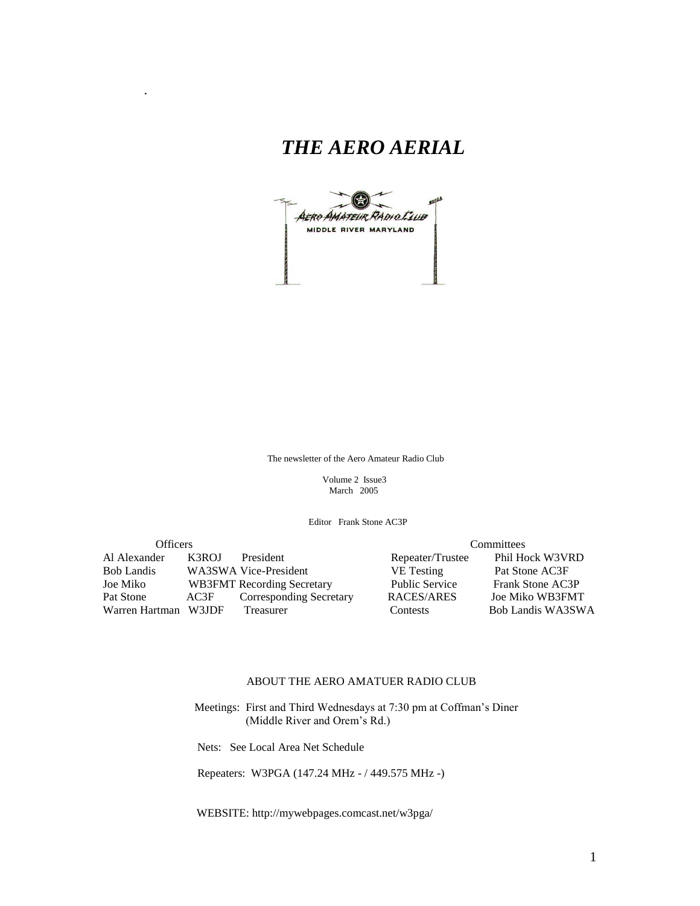# *THE AERO AERIAL*

The newsletter of the Aero Amateur Radio Club

Volume 2 Issue3
March 2005

Editor Frank Stone AC3P

| Officers | | | Committees | |
|---|---|---|---|---|
| Al Alexander | K3ROJ | President | Repeater/Trustee | Phil Hock W3VRD |
| Bob Landis | WA3SWA | Vice-President | VE Testing | Pat Stone AC3F |
| Joe Miko | WB3FMT | Recording Secretary | Public Service | Frank Stone AC3P |
| Pat Stone | AC3F | Corresponding Secretary | RACES/ARES | Joe Miko WB3FMT |
| Warren Hartman | W3JDF | Treasurer | Contests | Bob Landis WA3SWA |

## ABOUT THE AERO AMATUER RADIO CLUB

Meetings: First and Third Wednesdays at 7:30 pm at Coffman's Diner (Middle River and Orem's Rd.)

Nets: See Local Area Net Schedule

Repeaters: W3PGA (147.24 MHz - / 449.575 MHz -)

WEBSITE: http://mywebpages.comcast.net/w3pga/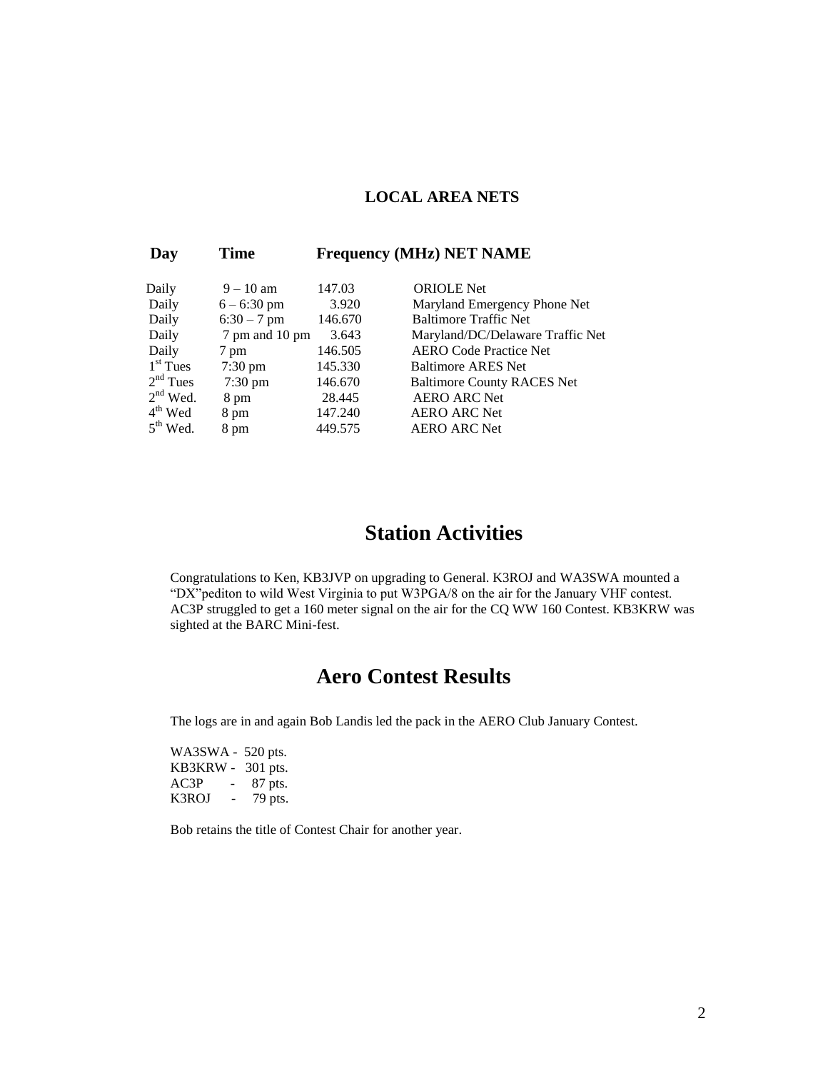## LOCAL AREA NETS

| Day | Time | Frequency (MHz) | NET NAME |
|---|---|---|---|
| Daily | 9 – 10 am | 147.03 | ORIOLE Net |
| Daily | 6 – 6:30 pm | 3.920 | Maryland Emergency Phone Net |
| Daily | 6:30 – 7 pm | 146.670 | Baltimore Traffic Net |
| Daily | 7 pm and 10 pm | 3.643 | Maryland/DC/Delaware Traffic Net |
| Daily | 7 pm | 146.505 | AERO Code Practice Net |
| 1st Tues | 7:30 pm | 145.330 | Baltimore ARES Net |
| 2nd Tues | 7:30 pm | 146.670 | Baltimore County RACES Net |
| 2nd Wed. | 8 pm | 28.445 | AERO ARC Net |
| 4th Wed | 8 pm | 147.240 | AERO ARC Net |
| 5th Wed. | 8 pm | 449.575 | AERO ARC Net |

# Station Activities

Congratulations to Ken, KB3JVP on upgrading to General. K3ROJ and WA3SWA mounted a "DX"pediton to wild West Virginia to put W3PGA/8 on the air for the January VHF contest. AC3P struggled to get a 160 meter signal on the air for the CQ WW 160 Contest. KB3KRW was sighted at the BARC Mini-fest.

# Aero Contest Results

The logs are in and again Bob Landis led the pack in the AERO Club January Contest.

WA3SWA - 520 pts.  
KB3KRW - 301 pts.  
AC3P - 87 pts.  
K3ROJ - 79 pts.

Bob retains the title of Contest Chair for another year.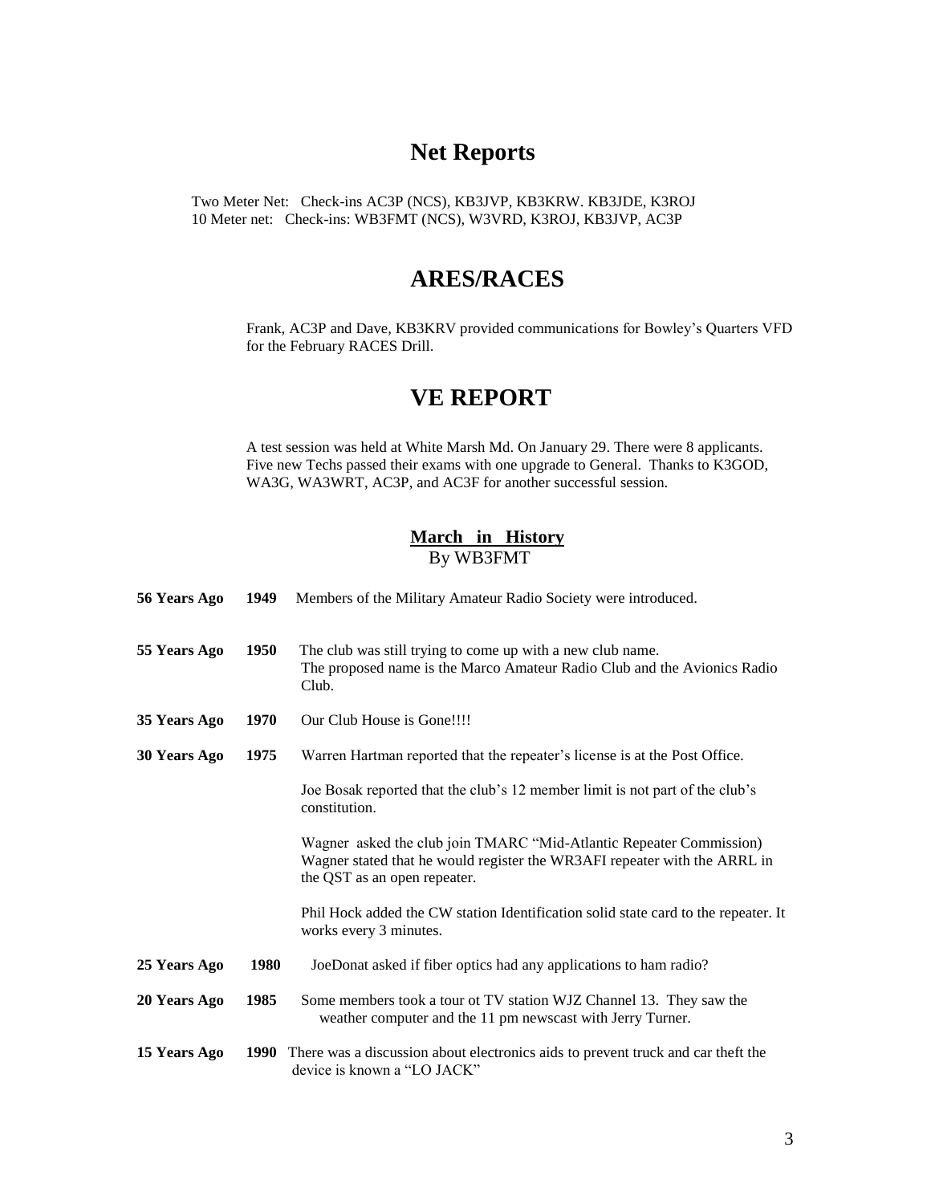## Net Reports

Two Meter Net: Check-ins AC3P (NCS), KB3JVP, KB3KRW. KB3JDE, K3ROJ
10 Meter net: Check-ins: WB3FMT (NCS), W3VRD, K3ROJ, KB3JVP, AC3P

## ARES/RACES

Frank, AC3P and Dave, KB3KRV provided communications for Bowley's Quarters VFD for the February RACES Drill.

## VE REPORT

A test session was held at White Marsh Md. On January 29. There were 8 applicants. Five new Techs passed their exams with one upgrade to General. Thanks to K3GOD, WA3G, WA3WRT, AC3P, and AC3F for another successful session.

### March in History
By WB3FMT

| | | |
|---|---|---|
| **56 Years Ago** | **1949** | Members of the Military Amateur Radio Society were introduced. |
| **55 Years Ago** | **1950** | The club was still trying to come up with a new club name. The proposed name is the Marco Amateur Radio Club and the Avionics Radio Club. |
| **35 Years Ago** | **1970** | Our Club House is Gone!!!! |
| **30 Years Ago** | **1975** | Warren Hartman reported that the repeater's license is at the Post Office. |
| | | Joe Bosak reported that the club's 12 member limit is not part of the club's constitution. |
| | | Wagner asked the club join TMARC "Mid-Atlantic Repeater Commission) Wagner stated that he would register the WR3AFI repeater with the ARRL in the QST as an open repeater. |
| | | Phil Hock added the CW station Identification solid state card to the repeater. It works every 3 minutes. |
| **25 Years Ago** | **1980** | JoeDonat asked if fiber optics had any applications to ham radio? |
| **20 Years Ago** | **1985** | Some members took a tour ot TV station WJZ Channel 13. They saw the weather computer and the 11 pm newscast with Jerry Turner. |
| **15 Years Ago** | **1990** | There was a discussion about electronics aids to prevent truck and car theft the device is known a "LO JACK" |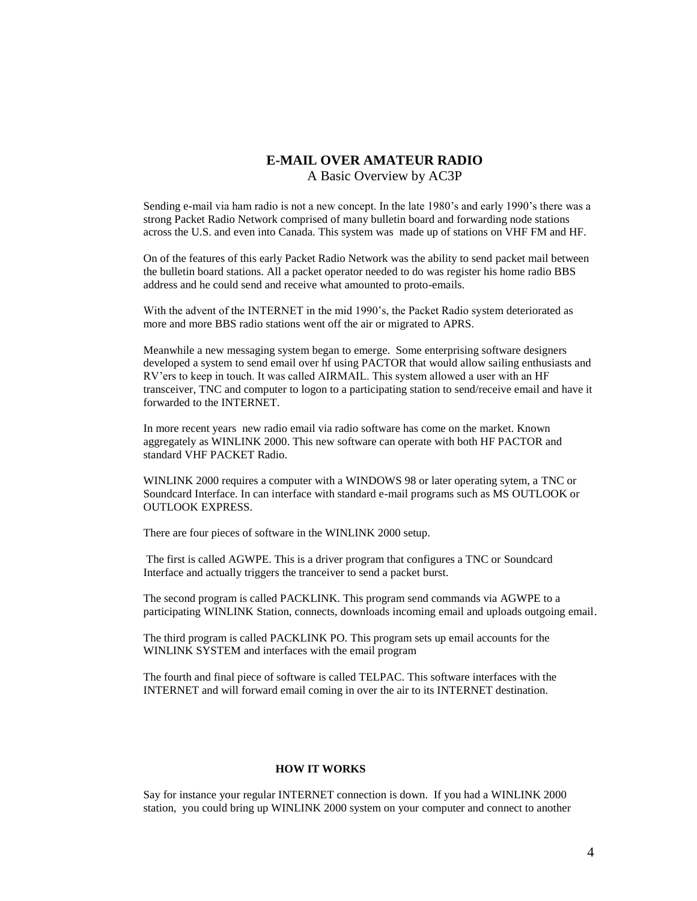# E-MAIL OVER AMATEUR RADIO

A Basic Overview by AC3P

Sending e-mail via ham radio is not a new concept. In the late 1980's and early 1990's there was a strong Packet Radio Network comprised of many bulletin board and forwarding node stations across the U.S. and even into Canada. This system was made up of stations on VHF FM and HF.

On of the features of this early Packet Radio Network was the ability to send packet mail between the bulletin board stations. All a packet operator needed to do was register his home radio BBS address and he could send and receive what amounted to proto-emails.

With the advent of the INTERNET in the mid 1990's, the Packet Radio system deteriorated as more and more BBS radio stations went off the air or migrated to APRS.

Meanwhile a new messaging system began to emerge. Some enterprising software designers developed a system to send email over hf using PACTOR that would allow sailing enthusiasts and RV'ers to keep in touch. It was called AIRMAIL. This system allowed a user with an HF transceiver, TNC and computer to logon to a participating station to send/receive email and have it forwarded to the INTERNET.

In more recent years new radio email via radio software has come on the market. Known aggregately as WINLINK 2000. This new software can operate with both HF PACTOR and standard VHF PACKET Radio.

WINLINK 2000 requires a computer with a WINDOWS 98 or later operating sytem, a TNC or Soundcard Interface. In can interface with standard e-mail programs such as MS OUTLOOK or OUTLOOK EXPRESS.

There are four pieces of software in the WINLINK 2000 setup.

The first is called AGWPE. This is a driver program that configures a TNC or Soundcard Interface and actually triggers the tranceiver to send a packet burst.

The second program is called PACKLINK. This program send commands via AGWPE to a participating WINLINK Station, connects, downloads incoming email and uploads outgoing email.

The third program is called PACKLINK PO. This program sets up email accounts for the WINLINK SYSTEM and interfaces with the email program

The fourth and final piece of software is called TELPAC. This software interfaces with the INTERNET and will forward email coming in over the air to its INTERNET destination.

## HOW IT WORKS

Say for instance your regular INTERNET connection is down. If you had a WINLINK 2000 station, you could bring up WINLINK 2000 system on your computer and connect to another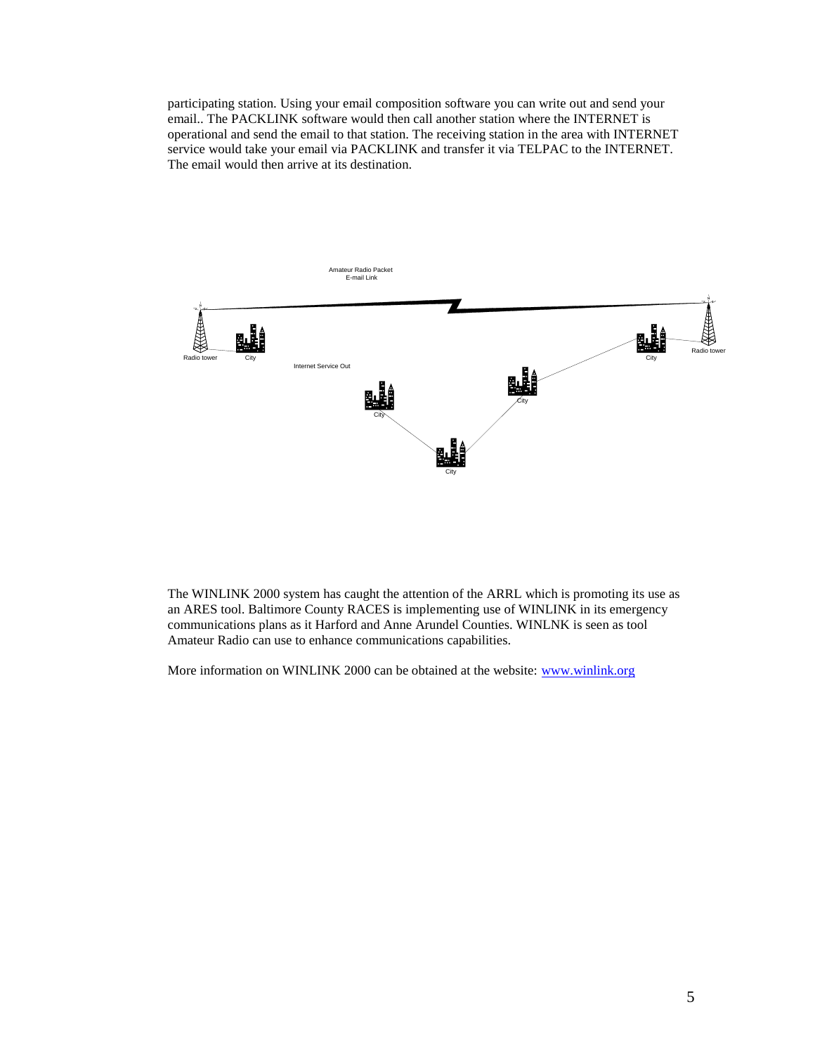participating station. Using your email composition software you can write out and send your email.. The PACKLINK software would then call another station where the INTERNET is operational and send the email to that station. The receiving station in the area with INTERNET service would take your email via PACKLINK and transfer it via TELPAC to the INTERNET. The email would then arrive at its destination.

Amateur Radio Packet E-mail Link

Radio tower City Internet Service Out City City City City Radio tower

The WINLINK 2000 system has caught the attention of the ARRL which is promoting its use as an ARES tool. Baltimore County RACES is implementing use of WINLINK in its emergency communications plans as it Harford and Anne Arundel Counties. WINLNK is seen as tool Amateur Radio can use to enhance communications capabilities.

More information on WINLINK 2000 can be obtained at the website: [www.winlink.org](http://www.winlink.org)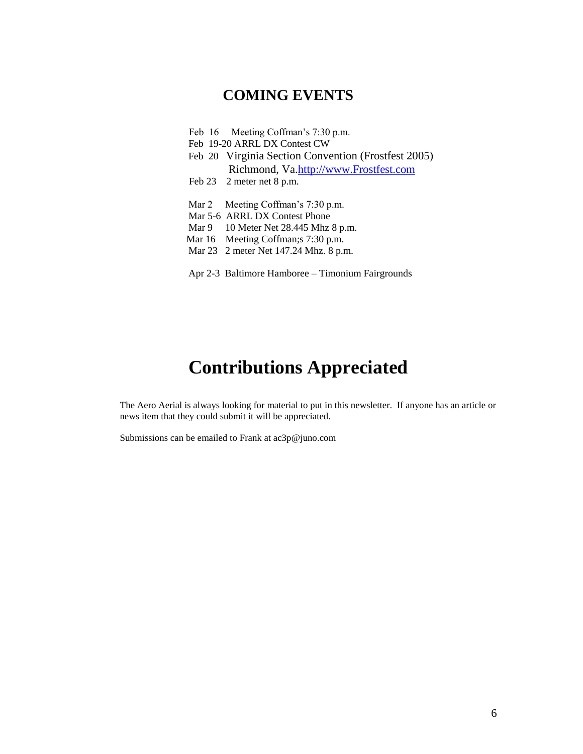## COMING EVENTS

Feb 16 Meeting Coffman's 7:30 p.m.
Feb 19-20 ARRL DX Contest CW
Feb 20 Virginia Section Convention (Frostfest 2005)
Richmond, Va.http://www.Frostfest.com
Feb 23 2 meter net 8 p.m.

Mar 2 Meeting Coffman's 7:30 p.m.
Mar 5-6 ARRL DX Contest Phone
Mar 9 10 Meter Net 28.445 Mhz 8 p.m.
Mar 16 Meeting Coffman;s 7:30 p.m.
Mar 23 2 meter Net 147.24 Mhz. 8 p.m.

Apr 2-3 Baltimore Hamboree – Timonium Fairgrounds

# Contributions Appreciated

The Aero Aerial is always looking for material to put in this newsletter. If anyone has an article or news item that they could submit it will be appreciated.

Submissions can be emailed to Frank at ac3p@juno.com